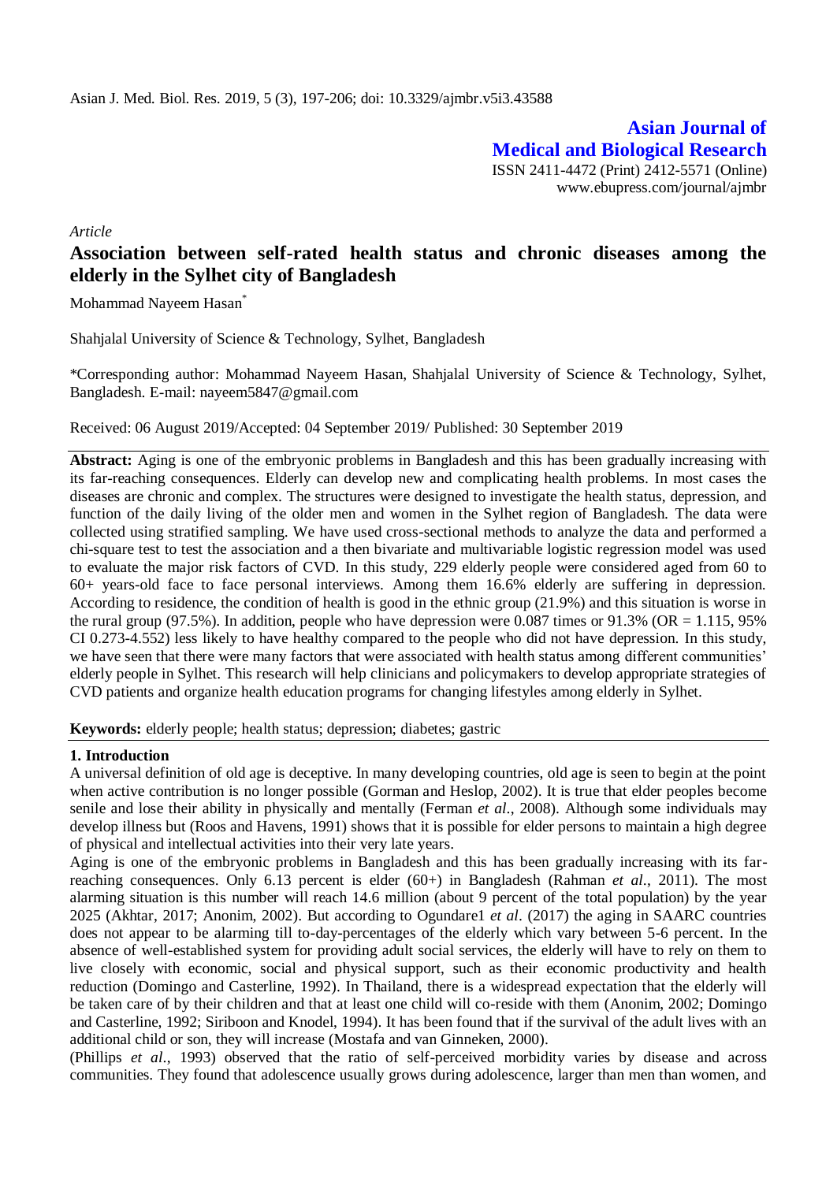**Asian Journal of Medical and Biological Research**

ISSN 2411-4472 (Print) 2412-5571 (Online)
www.ebupress.com/journal/ajmbr

*Article*

# Association between self-rated health status and chronic diseases among the elderly in the Sylhet city of Bangladesh

Mohammad Nayeem Hasan*

Shahjalal University of Science & Technology, Sylhet, Bangladesh

*Corresponding author: Mohammad Nayeem Hasan, Shahjalal University of Science & Technology, Sylhet, Bangladesh. E-mail: nayeem5847@gmail.com

Received: 06 August 2019/Accepted: 04 September 2019/ Published: 30 September 2019

**Abstract:** Aging is one of the embryonic problems in Bangladesh and this has been gradually increasing with its far-reaching consequences. Elderly can develop new and complicating health problems. In most cases the diseases are chronic and complex. The structures were designed to investigate the health status, depression, and function of the daily living of the older men and women in the Sylhet region of Bangladesh. The data were collected using stratified sampling. We have used cross-sectional methods to analyze the data and performed a chi-square test to test the association and a then bivariate and multivariable logistic regression model was used to evaluate the major risk factors of CVD. In this study, 229 elderly people were considered aged from 60 to 60+ years-old face to face personal interviews. Among them 16.6% elderly are suffering in depression. According to residence, the condition of health is good in the ethnic group (21.9%) and this situation is worse in the rural group (97.5%). In addition, people who have depression were 0.087 times or 91.3% (OR = 1.115, 95% CI 0.273-4.552) less likely to have healthy compared to the people who did not have depression. In this study, we have seen that there were many factors that were associated with health status among different communities' elderly people in Sylhet. This research will help clinicians and policymakers to develop appropriate strategies of CVD patients and organize health education programs for changing lifestyles among elderly in Sylhet.

**Keywords:** elderly people; health status; depression; diabetes; gastric

## 1. Introduction

A universal definition of old age is deceptive. In many developing countries, old age is seen to begin at the point when active contribution is no longer possible (Gorman and Heslop, 2002). It is true that elder peoples become senile and lose their ability in physically and mentally (Ferman *et al*., 2008). Although some individuals may develop illness but (Roos and Havens, 1991) shows that it is possible for elder persons to maintain a high degree of physical and intellectual activities into their very late years.

Aging is one of the embryonic problems in Bangladesh and this has been gradually increasing with its far-reaching consequences. Only 6.13 percent is elder (60+) in Bangladesh (Rahman *et al*., 2011). The most alarming situation is this number will reach 14.6 million (about 9 percent of the total population) by the year 2025 (Akhtar, 2017; Anonim, 2002). But according to Ogundare1 *et al*. (2017) the aging in SAARC countries does not appear to be alarming till to-day-percentages of the elderly which vary between 5-6 percent. In the absence of well-established system for providing adult social services, the elderly will have to rely on them to live closely with economic, social and physical support, such as their economic productivity and health reduction (Domingo and Casterline, 1992). In Thailand, there is a widespread expectation that the elderly will be taken care of by their children and that at least one child will co-reside with them (Anonim, 2002; Domingo and Casterline, 1992; Siriboon and Knodel, 1994). It has been found that if the survival of the adult lives with an additional child or son, they will increase (Mostafa and van Ginneken, 2000).

(Phillips *et al*., 1993) observed that the ratio of self-perceived morbidity varies by disease and across communities. They found that adolescence usually grows during adolescence, larger than men than women, and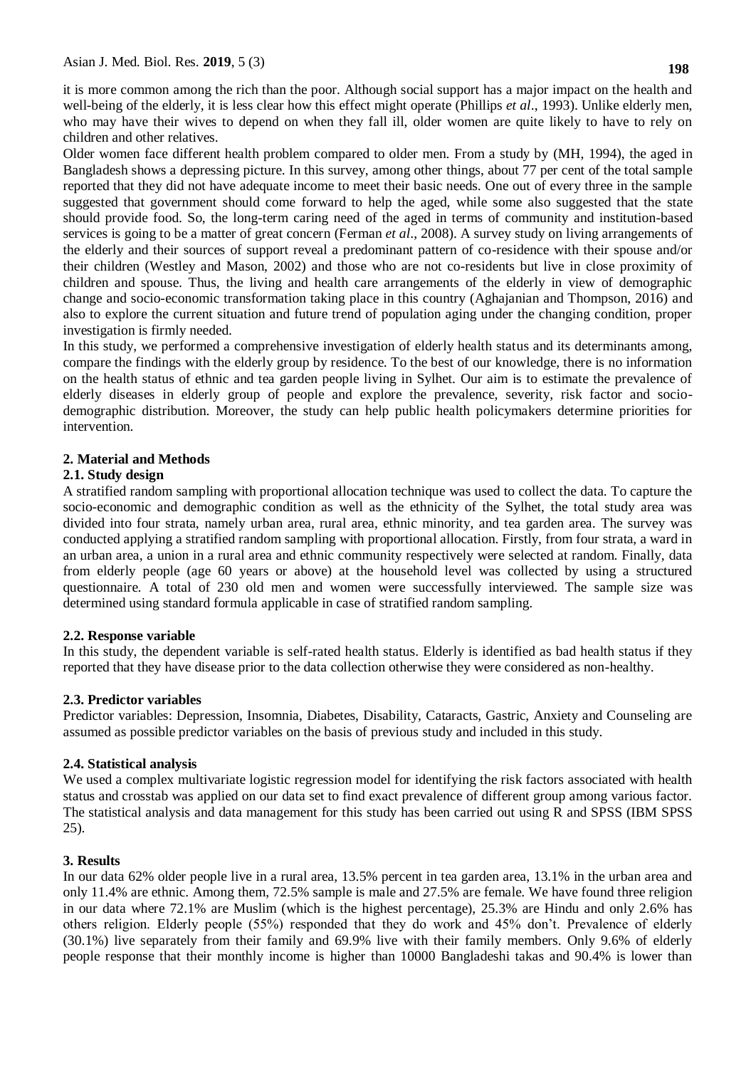it is more common among the rich than the poor. Although social support has a major impact on the health and well-being of the elderly, it is less clear how this effect might operate (Phillips *et al*., 1993). Unlike elderly men, who may have their wives to depend on when they fall ill, older women are quite likely to have to rely on children and other relatives.

Older women face different health problem compared to older men. From a study by (MH, 1994), the aged in Bangladesh shows a depressing picture. In this survey, among other things, about 77 per cent of the total sample reported that they did not have adequate income to meet their basic needs. One out of every three in the sample suggested that government should come forward to help the aged, while some also suggested that the state should provide food. So, the long-term caring need of the aged in terms of community and institution-based services is going to be a matter of great concern (Ferman *et al*., 2008). A survey study on living arrangements of the elderly and their sources of support reveal a predominant pattern of co-residence with their spouse and/or their children (Westley and Mason, 2002) and those who are not co-residents but live in close proximity of children and spouse. Thus, the living and health care arrangements of the elderly in view of demographic change and socio-economic transformation taking place in this country (Aghajanian and Thompson, 2016) and also to explore the current situation and future trend of population aging under the changing condition, proper investigation is firmly needed.

In this study, we performed a comprehensive investigation of elderly health status and its determinants among, compare the findings with the elderly group by residence. To the best of our knowledge, there is no information on the health status of ethnic and tea garden people living in Sylhet. Our aim is to estimate the prevalence of elderly diseases in elderly group of people and explore the prevalence, severity, risk factor and socio-demographic distribution. Moreover, the study can help public health policymakers determine priorities for intervention.

## 2. Material and Methods

### 2.1. Study design

A stratified random sampling with proportional allocation technique was used to collect the data. To capture the socio-economic and demographic condition as well as the ethnicity of the Sylhet, the total study area was divided into four strata, namely urban area, rural area, ethnic minority, and tea garden area. The survey was conducted applying a stratified random sampling with proportional allocation. Firstly, from four strata, a ward in an urban area, a union in a rural area and ethnic community respectively were selected at random. Finally, data from elderly people (age 60 years or above) at the household level was collected by using a structured questionnaire. A total of 230 old men and women were successfully interviewed. The sample size was determined using standard formula applicable in case of stratified random sampling.

### 2.2. Response variable

In this study, the dependent variable is self-rated health status. Elderly is identified as bad health status if they reported that they have disease prior to the data collection otherwise they were considered as non-healthy.

### 2.3. Predictor variables

Predictor variables: Depression, Insomnia, Diabetes, Disability, Cataracts, Gastric, Anxiety and Counseling are assumed as possible predictor variables on the basis of previous study and included in this study.

### 2.4. Statistical analysis

We used a complex multivariate logistic regression model for identifying the risk factors associated with health status and crosstab was applied on our data set to find exact prevalence of different group among various factor. The statistical analysis and data management for this study has been carried out using R and SPSS (IBM SPSS 25).

## 3. Results

In our data 62% older people live in a rural area, 13.5% percent in tea garden area, 13.1% in the urban area and only 11.4% are ethnic. Among them, 72.5% sample is male and 27.5% are female. We have found three religion in our data where 72.1% are Muslim (which is the highest percentage), 25.3% are Hindu and only 2.6% has others religion. Elderly people (55%) responded that they do work and 45% don't. Prevalence of elderly (30.1%) live separately from their family and 69.9% live with their family members. Only 9.6% of elderly people response that their monthly income is higher than 10000 Bangladeshi takas and 90.4% is lower than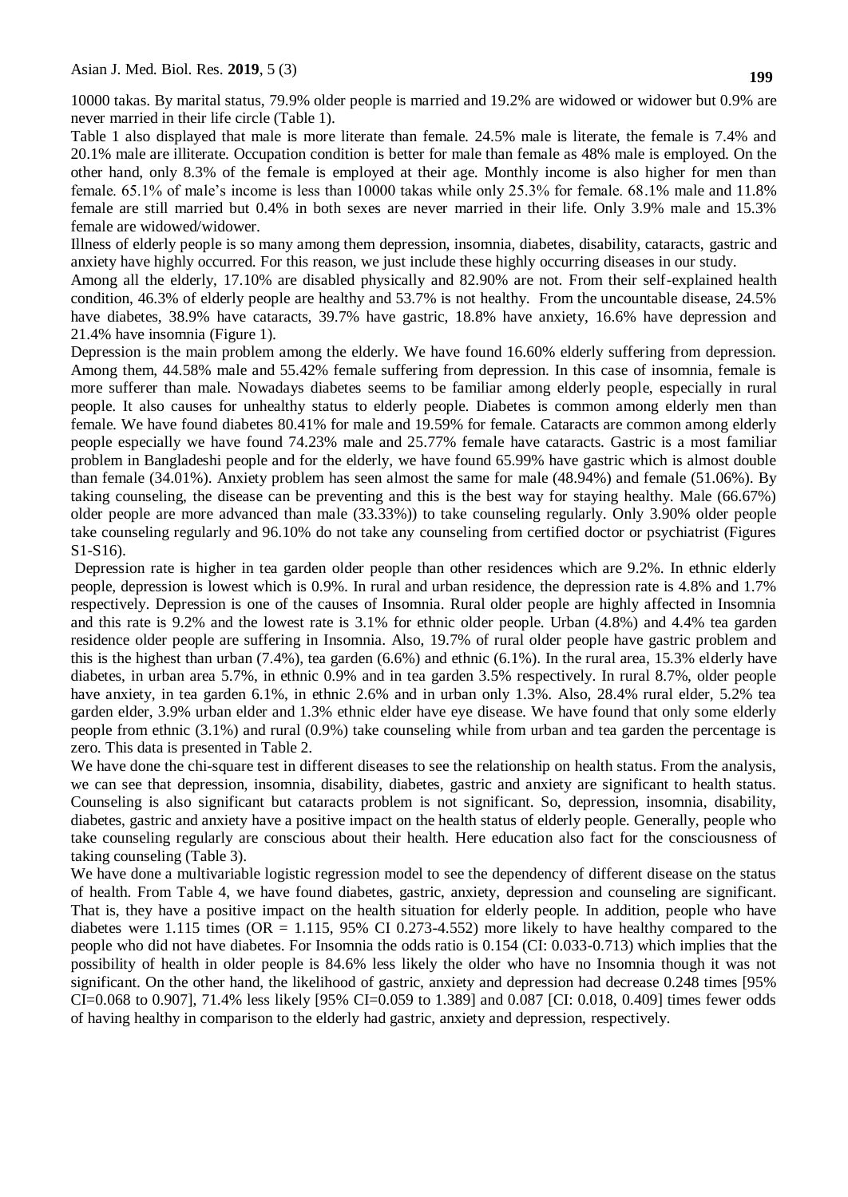10000 takas. By marital status, 79.9% older people is married and 19.2% are widowed or widower but 0.9% are never married in their life circle (Table 1).

Table 1 also displayed that male is more literate than female. 24.5% male is literate, the female is 7.4% and 20.1% male are illiterate. Occupation condition is better for male than female as 48% male is employed. On the other hand, only 8.3% of the female is employed at their age. Monthly income is also higher for men than female. 65.1% of male's income is less than 10000 takas while only 25.3% for female. 68.1% male and 11.8% female are still married but 0.4% in both sexes are never married in their life. Only 3.9% male and 15.3% female are widowed/widower.

Illness of elderly people is so many among them depression, insomnia, diabetes, disability, cataracts, gastric and anxiety have highly occurred. For this reason, we just include these highly occurring diseases in our study.

Among all the elderly, 17.10% are disabled physically and 82.90% are not. From their self-explained health condition, 46.3% of elderly people are healthy and 53.7% is not healthy. From the uncountable disease, 24.5% have diabetes, 38.9% have cataracts, 39.7% have gastric, 18.8% have anxiety, 16.6% have depression and 21.4% have insomnia (Figure 1).

Depression is the main problem among the elderly. We have found 16.60% elderly suffering from depression. Among them, 44.58% male and 55.42% female suffering from depression. In this case of insomnia, female is more sufferer than male. Nowadays diabetes seems to be familiar among elderly people, especially in rural people. It also causes for unhealthy status to elderly people. Diabetes is common among elderly men than female. We have found diabetes 80.41% for male and 19.59% for female. Cataracts are common among elderly people especially we have found 74.23% male and 25.77% female have cataracts. Gastric is a most familiar problem in Bangladeshi people and for the elderly, we have found 65.99% have gastric which is almost double than female (34.01%). Anxiety problem has seen almost the same for male (48.94%) and female (51.06%). By taking counseling, the disease can be preventing and this is the best way for staying healthy. Male (66.67%) older people are more advanced than male (33.33%)) to take counseling regularly. Only 3.90% older people take counseling regularly and 96.10% do not take any counseling from certified doctor or psychiatrist (Figures S1-S16).

Depression rate is higher in tea garden older people than other residences which are 9.2%. In ethnic elderly people, depression is lowest which is 0.9%. In rural and urban residence, the depression rate is 4.8% and 1.7% respectively. Depression is one of the causes of Insomnia. Rural older people are highly affected in Insomnia and this rate is 9.2% and the lowest rate is 3.1% for ethnic older people. Urban (4.8%) and 4.4% tea garden residence older people are suffering in Insomnia. Also, 19.7% of rural older people have gastric problem and this is the highest than urban (7.4%), tea garden (6.6%) and ethnic (6.1%). In the rural area, 15.3% elderly have diabetes, in urban area 5.7%, in ethnic 0.9% and in tea garden 3.5% respectively. In rural 8.7%, older people have anxiety, in tea garden 6.1%, in ethnic 2.6% and in urban only 1.3%. Also, 28.4% rural elder, 5.2% tea garden elder, 3.9% urban elder and 1.3% ethnic elder have eye disease. We have found that only some elderly people from ethnic (3.1%) and rural (0.9%) take counseling while from urban and tea garden the percentage is zero. This data is presented in Table 2.

We have done the chi-square test in different diseases to see the relationship on health status. From the analysis, we can see that depression, insomnia, disability, diabetes, gastric and anxiety are significant to health status. Counseling is also significant but cataracts problem is not significant. So, depression, insomnia, disability, diabetes, gastric and anxiety have a positive impact on the health status of elderly people. Generally, people who take counseling regularly are conscious about their health. Here education also fact for the consciousness of taking counseling (Table 3).

We have done a multivariable logistic regression model to see the dependency of different disease on the status of health. From Table 4, we have found diabetes, gastric, anxiety, depression and counseling are significant. That is, they have a positive impact on the health situation for elderly people. In addition, people who have diabetes were 1.115 times (OR = 1.115, 95% CI 0.273-4.552) more likely to have healthy compared to the people who did not have diabetes. For Insomnia the odds ratio is 0.154 (CI: 0.033-0.713) which implies that the possibility of health in older people is 84.6% less likely the older who have no Insomnia though it was not significant. On the other hand, the likelihood of gastric, anxiety and depression had decrease 0.248 times [95% CI=0.068 to 0.907], 71.4% less likely [95% CI=0.059 to 1.389] and 0.087 [CI: 0.018, 0.409] times fewer odds of having healthy in comparison to the elderly had gastric, anxiety and depression, respectively.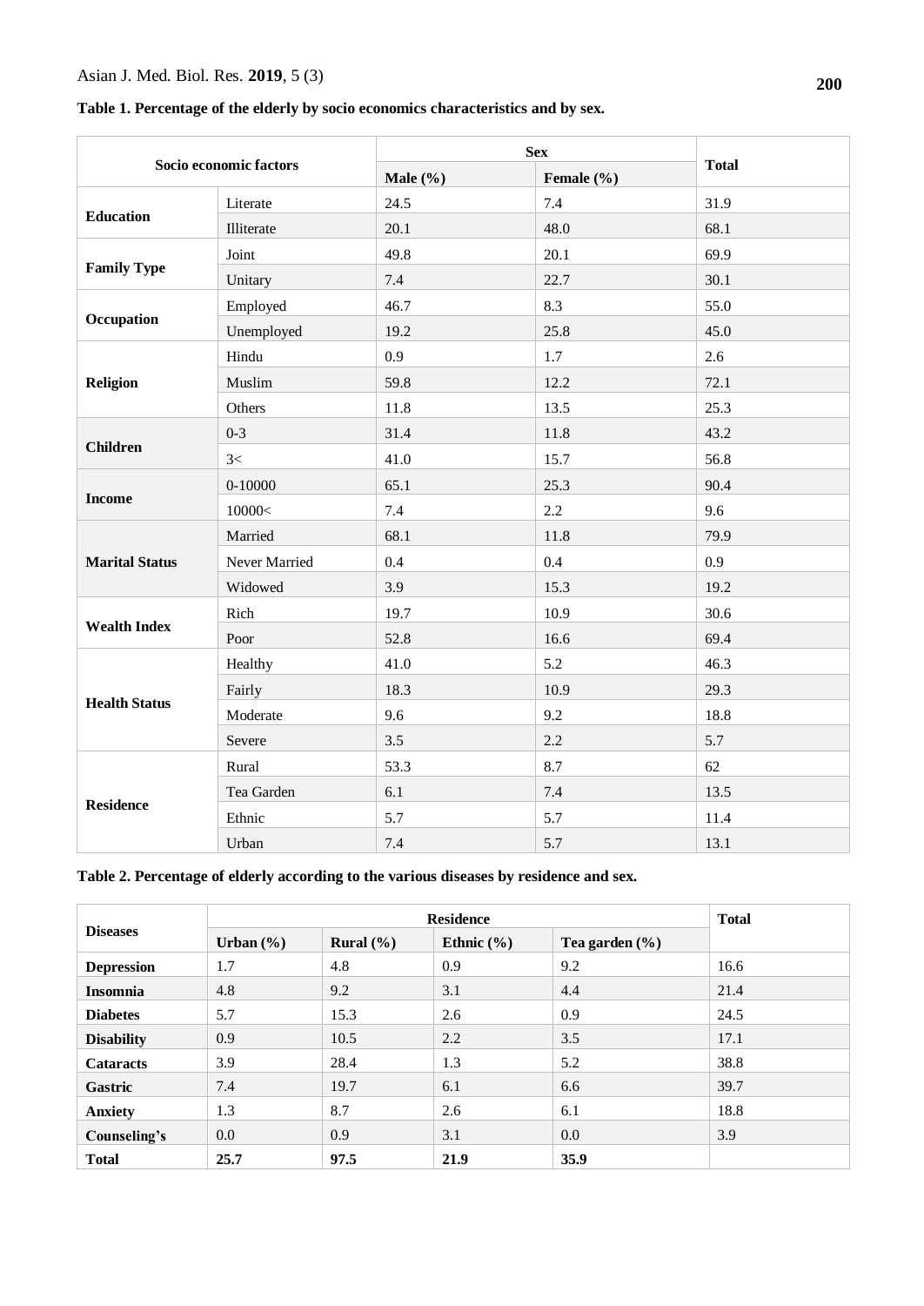**Table 1. Percentage of the elderly by socio economics characteristics and by sex.**

| Socio economic factors | | Sex | | Total |
|---|---|---|---|---|
| | | Male (%) | Female (%) | |
| **Education** | Literate | 24.5 | 7.4 | 31.9 |
| | Illiterate | 20.1 | 48.0 | 68.1 |
| **Family Type** | Joint | 49.8 | 20.1 | 69.9 |
| | Unitary | 7.4 | 22.7 | 30.1 |
| **Occupation** | Employed | 46.7 | 8.3 | 55.0 |
| | Unemployed | 19.2 | 25.8 | 45.0 |
| **Religion** | Hindu | 0.9 | 1.7 | 2.6 |
| | Muslim | 59.8 | 12.2 | 72.1 |
| | Others | 11.8 | 13.5 | 25.3 |
| **Children** | 0-3 | 31.4 | 11.8 | 43.2 |
| | 3< | 41.0 | 15.7 | 56.8 |
| **Income** | 0-10000 | 65.1 | 25.3 | 90.4 |
| | 10000< | 7.4 | 2.2 | 9.6 |
| **Marital Status** | Married | 68.1 | 11.8 | 79.9 |
| | Never Married | 0.4 | 0.4 | 0.9 |
| | Widowed | 3.9 | 15.3 | 19.2 |
| **Wealth Index** | Rich | 19.7 | 10.9 | 30.6 |
| | Poor | 52.8 | 16.6 | 69.4 |
| **Health Status** | Healthy | 41.0 | 5.2 | 46.3 |
| | Fairly | 18.3 | 10.9 | 29.3 |
| | Moderate | 9.6 | 9.2 | 18.8 |
| | Severe | 3.5 | 2.2 | 5.7 |
| **Residence** | Rural | 53.3 | 8.7 | 62 |
| | Tea Garden | 6.1 | 7.4 | 13.5 |
| | Ethnic | 5.7 | 5.7 | 11.4 |
| | Urban | 7.4 | 5.7 | 13.1 |

**Table 2. Percentage of elderly according to the various diseases by residence and sex.**

| Diseases | Residence | | | | Total |
|---|---|---|---|---|---|
| | Urban (%) | Rural (%) | Ethnic (%) | Tea garden (%) | |
| **Depression** | 1.7 | 4.8 | 0.9 | 9.2 | 16.6 |
| **Insomnia** | 4.8 | 9.2 | 3.1 | 4.4 | 21.4 |
| **Diabetes** | 5.7 | 15.3 | 2.6 | 0.9 | 24.5 |
| **Disability** | 0.9 | 10.5 | 2.2 | 3.5 | 17.1 |
| **Cataracts** | 3.9 | 28.4 | 1.3 | 5.2 | 38.8 |
| **Gastric** | 7.4 | 19.7 | 6.1 | 6.6 | 39.7 |
| **Anxiety** | 1.3 | 8.7 | 2.6 | 6.1 | 18.8 |
| **Counseling's** | 0.0 | 0.9 | 3.1 | 0.0 | 3.9 |
| **Total** | **25.7** | **97.5** | **21.9** | **35.9** | |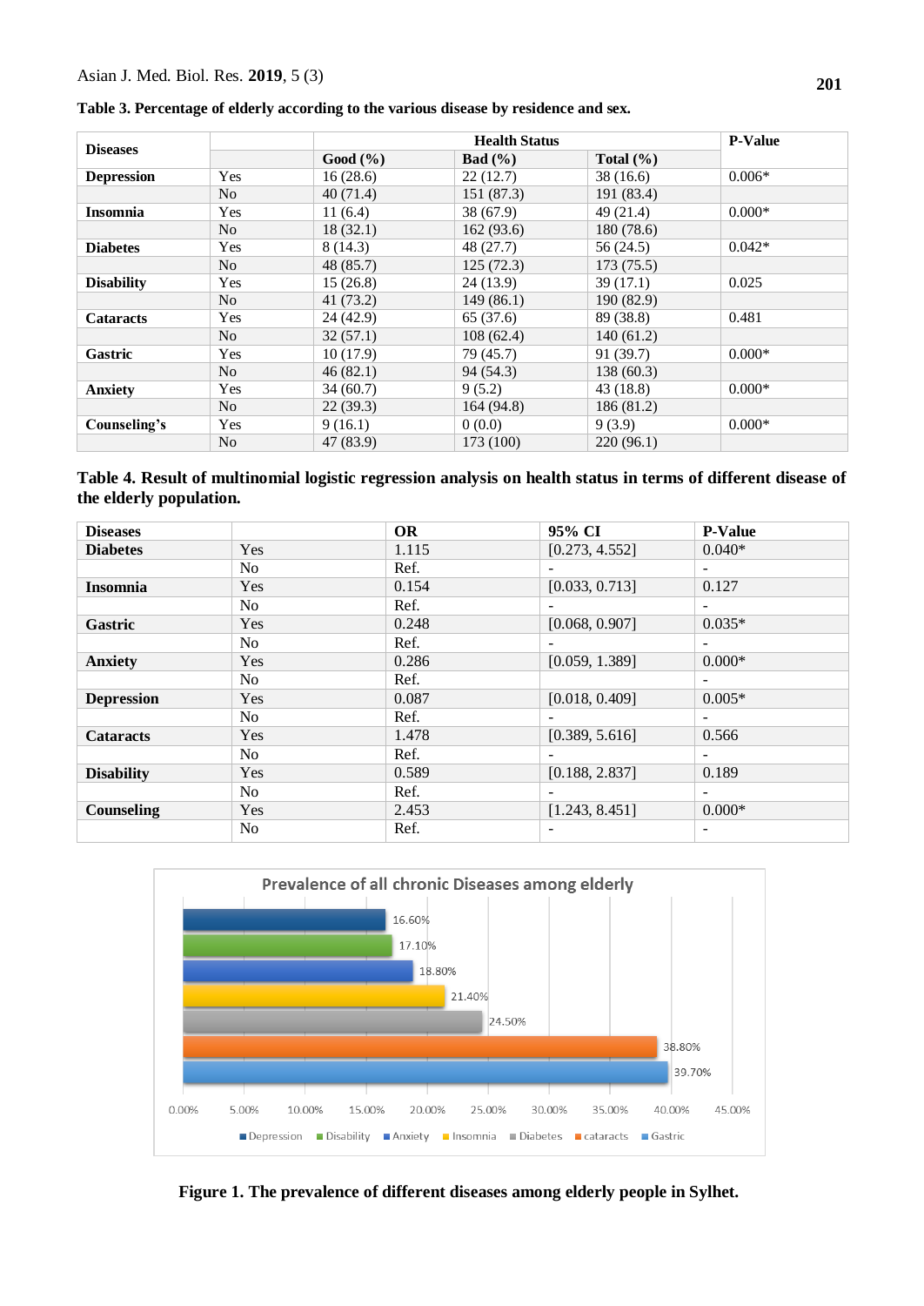**Table 3. Percentage of elderly according to the various disease by residence and sex.**

| Diseases | | Health Status | | | P-Value |
|---|---|---|---|---|---|
| | | Good (%) | Bad (%) | Total (%) | |
| **Depression** | Yes | 16 (28.6) | 22 (12.7) | 38 (16.6) | 0.006* |
| | No | 40 (71.4) | 151 (87.3) | 191 (83.4) | |
| **Insomnia** | Yes | 11 (6.4) | 38 (67.9) | 49 (21.4) | 0.000* |
| | No | 18 (32.1) | 162 (93.6) | 180 (78.6) | |
| **Diabetes** | Yes | 8 (14.3) | 48 (27.7) | 56 (24.5) | 0.042* |
| | No | 48 (85.7) | 125 (72.3) | 173 (75.5) | |
| **Disability** | Yes | 15 (26.8) | 24 (13.9) | 39 (17.1) | 0.025 |
| | No | 41 (73.2) | 149 (86.1) | 190 (82.9) | |
| **Cataracts** | Yes | 24 (42.9) | 65 (37.6) | 89 (38.8) | 0.481 |
| | No | 32 (57.1) | 108 (62.4) | 140 (61.2) | |
| **Gastric** | Yes | 10 (17.9) | 79 (45.7) | 91 (39.7) | 0.000* |
| | No | 46 (82.1) | 94 (54.3) | 138 (60.3) | |
| **Anxiety** | Yes | 34 (60.7) | 9 (5.2) | 43 (18.8) | 0.000* |
| | No | 22 (39.3) | 164 (94.8) | 186 (81.2) | |
| **Counseling's** | Yes | 9 (16.1) | 0 (0.0) | 9 (3.9) | 0.000* |
| | No | 47 (83.9) | 173 (100) | 220 (96.1) | |

**Table 4. Result of multinomial logistic regression analysis on health status in terms of different disease of the elderly population.**

| Diseases | | OR | 95% CI | P-Value |
|---|---|---|---|---|
| **Diabetes** | Yes | 1.115 | [0.273, 4.552] | 0.040* |
| | No | Ref. | - | - |
| **Insomnia** | Yes | 0.154 | [0.033, 0.713] | 0.127 |
| | No | Ref. | - | - |
| **Gastric** | Yes | 0.248 | [0.068, 0.907] | 0.035* |
| | No | Ref. | - | - |
| **Anxiety** | Yes | 0.286 | [0.059, 1.389] | 0.000* |
| | No | Ref. | | - |
| **Depression** | Yes | 0.087 | [0.018, 0.409] | 0.005* |
| | No | Ref. | - | - |
| **Cataracts** | Yes | 1.478 | [0.389, 5.616] | 0.566 |
| | No | Ref. | - | - |
| **Disability** | Yes | 0.589 | [0.188, 2.837] | 0.189 |
| | No | Ref. | - | - |
| **Counseling** | Yes | 2.453 | [1.243, 8.451] | 0.000* |
| | No | Ref. | - | - |

**Figure 1. The prevalence of different diseases among elderly people in Sylhet.**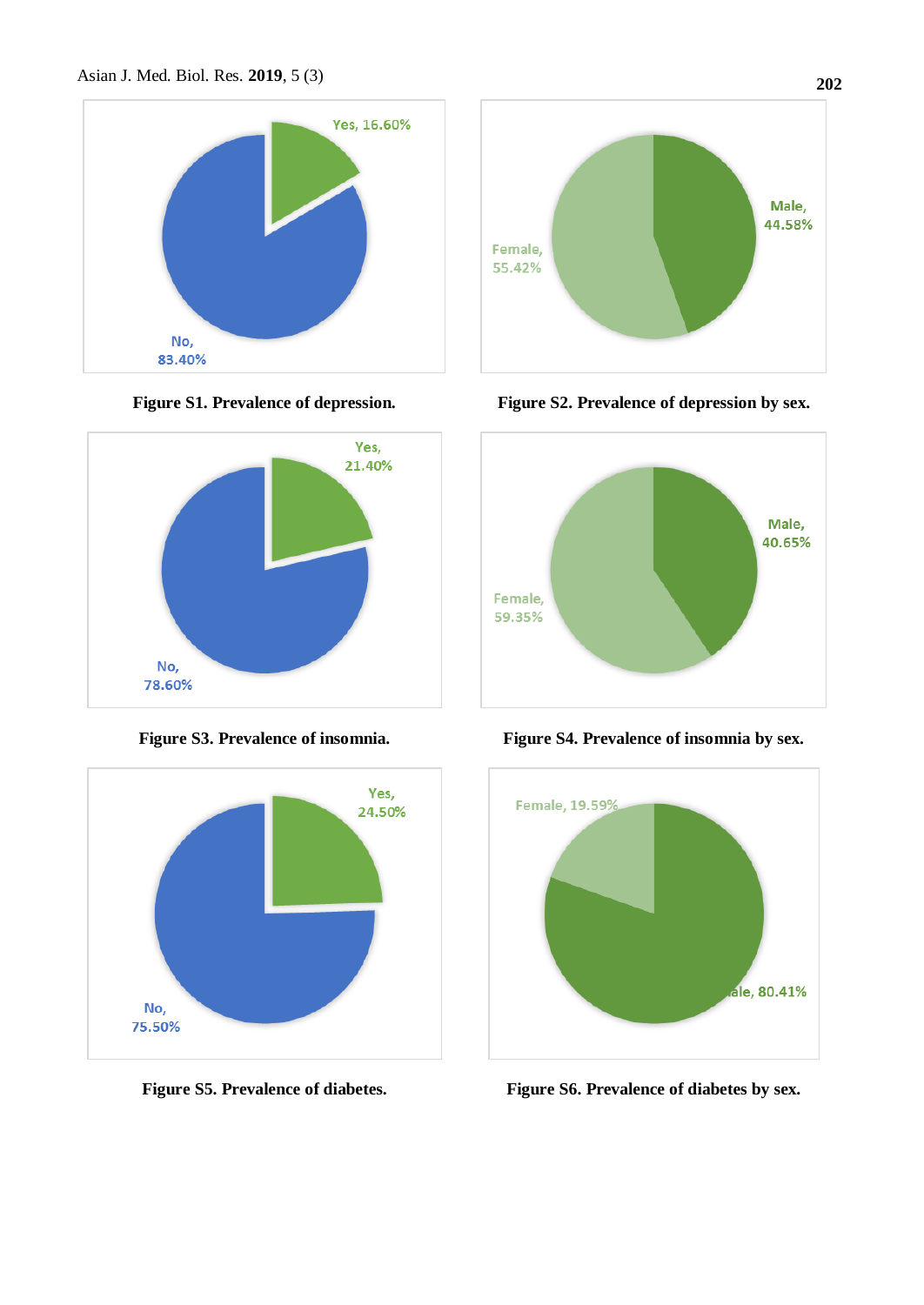Yes, 16.60%

No, 83.40%

**Figure S1. Prevalence of depression.**

Male, 44.58%

Female, 55.42%

**Figure S2. Prevalence of depression by sex.**

Yes, 21.40%

No, 78.60%

**Figure S3. Prevalence of insomnia.**

Male, 40.65%

Female, 59.35%

**Figure S4. Prevalence of insomnia by sex.**

Yes, 24.50%

No, 75.50%

**Figure S5. Prevalence of diabetes.**

Female, 19.59%

ale, 80.41%

**Figure S6. Prevalence of diabetes by sex.**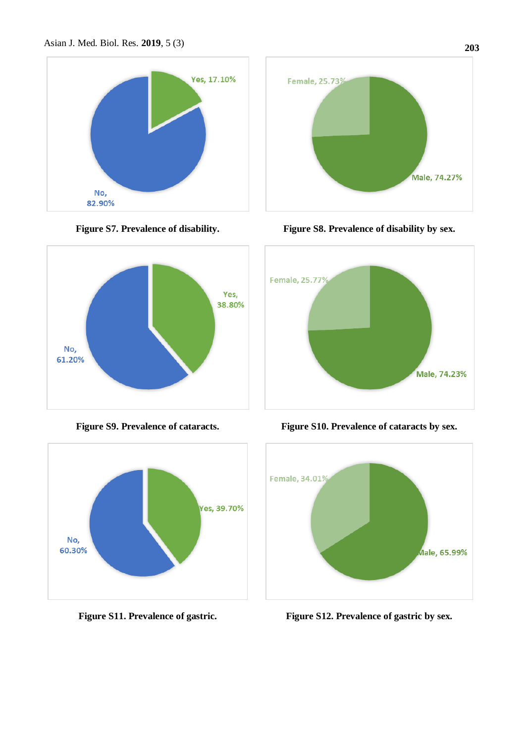Yes, 17.10%

No, 82.90%

**Figure S7. Prevalence of disability.**

Female, 25.73%

Male, 74.27%

**Figure S8. Prevalence of disability by sex.**

Yes, 38.80%

No, 61.20%

**Figure S9. Prevalence of cataracts.**

Female, 25.77%

Male, 74.23%

**Figure S10. Prevalence of cataracts by sex.**

Yes, 39.70%

No, 60.30%

**Figure S11. Prevalence of gastric.**

Female, 34.01%

Male, 65.99%

**Figure S12. Prevalence of gastric by sex.**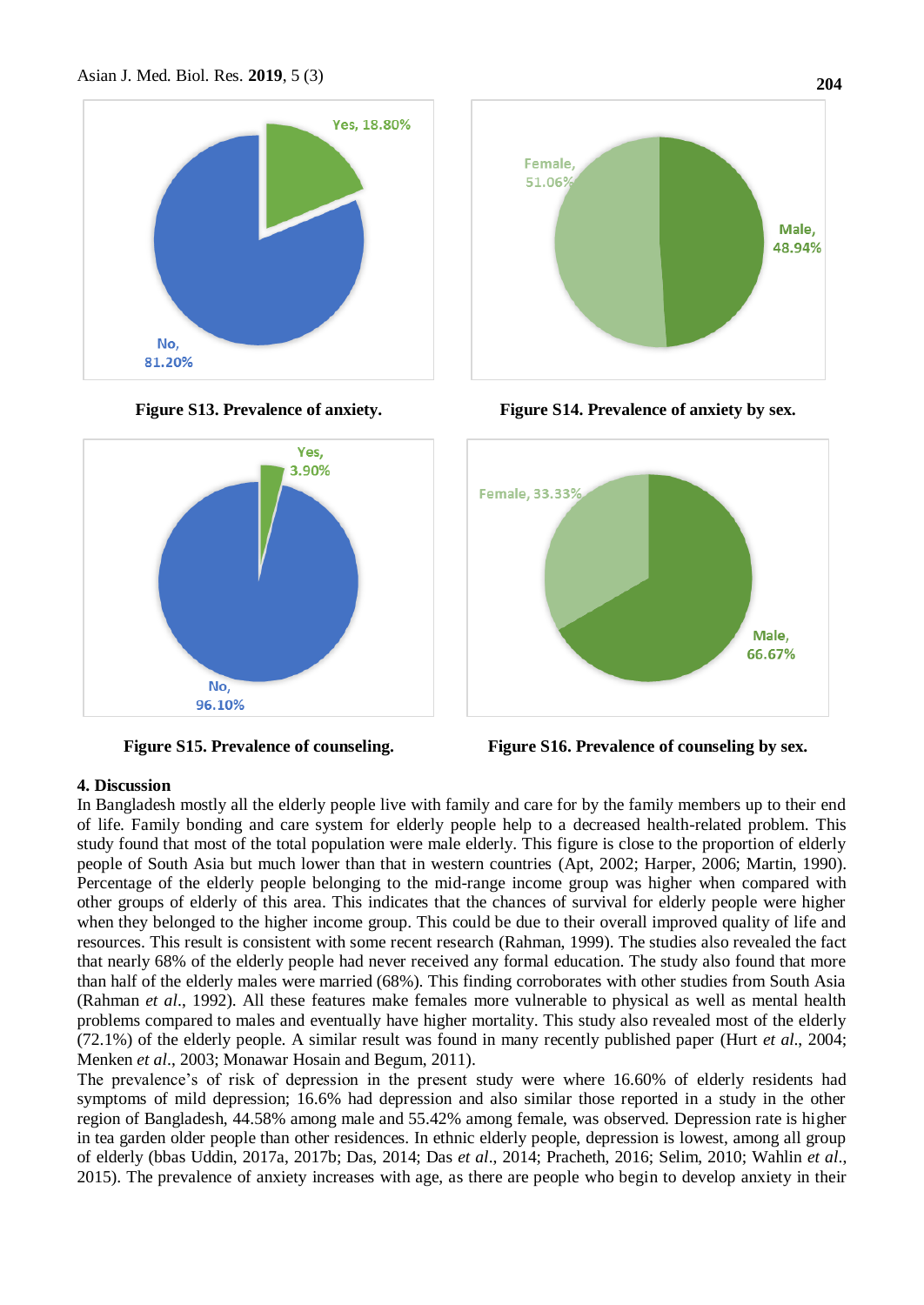Figure S13. Prevalence of anxiety.

Figure S14. Prevalence of anxiety by sex.

Figure S15. Prevalence of counseling.

Figure S16. Prevalence of counseling by sex.

## 4. Discussion

In Bangladesh mostly all the elderly people live with family and care for by the family members up to their end of life. Family bonding and care system for elderly people help to a decreased health-related problem. This study found that most of the total population were male elderly. This figure is close to the proportion of elderly people of South Asia but much lower than that in western countries (Apt, 2002; Harper, 2006; Martin, 1990). Percentage of the elderly people belonging to the mid-range income group was higher when compared with other groups of elderly of this area. This indicates that the chances of survival for elderly people were higher when they belonged to the higher income group. This could be due to their overall improved quality of life and resources. This result is consistent with some recent research (Rahman, 1999). The studies also revealed the fact that nearly 68% of the elderly people had never received any formal education. The study also found that more than half of the elderly males were married (68%). This finding corroborates with other studies from South Asia (Rahman *et al*., 1992). All these features make females more vulnerable to physical as well as mental health problems compared to males and eventually have higher mortality. This study also revealed most of the elderly (72.1%) of the elderly people. A similar result was found in many recently published paper (Hurt *et al*., 2004; Menken *et al*., 2003; Monawar Hosain and Begum, 2011).

The prevalence's of risk of depression in the present study were where 16.60% of elderly residents had symptoms of mild depression; 16.6% had depression and also similar those reported in a study in the other region of Bangladesh, 44.58% among male and 55.42% among female, was observed. Depression rate is higher in tea garden older people than other residences. In ethnic elderly people, depression is lowest, among all group of elderly (bbas Uddin, 2017a, 2017b; Das, 2014; Das *et al*., 2014; Pracheth, 2016; Selim, 2010; Wahlin *et al*., 2015). The prevalence of anxiety increases with age, as there are people who begin to develop anxiety in their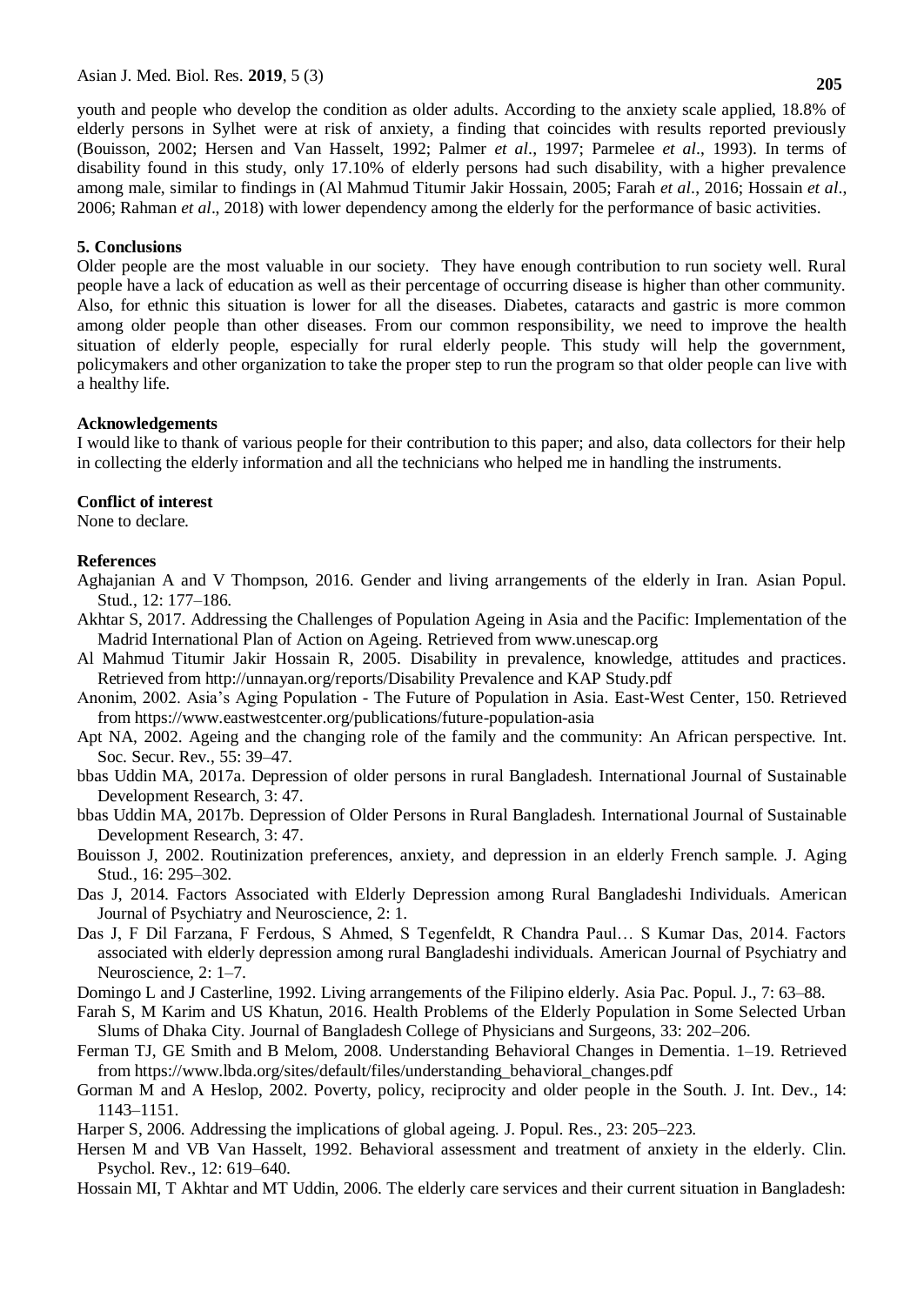youth and people who develop the condition as older adults. According to the anxiety scale applied, 18.8% of elderly persons in Sylhet were at risk of anxiety, a finding that coincides with results reported previously (Bouisson, 2002; Hersen and Van Hasselt, 1992; Palmer *et al*., 1997; Parmelee *et al*., 1993). In terms of disability found in this study, only 17.10% of elderly persons had such disability, with a higher prevalence among male, similar to findings in (Al Mahmud Titumir Jakir Hossain, 2005; Farah *et al*., 2016; Hossain *et al*., 2006; Rahman *et al*., 2018) with lower dependency among the elderly for the performance of basic activities.

## 5. Conclusions

Older people are the most valuable in our society. They have enough contribution to run society well. Rural people have a lack of education as well as their percentage of occurring disease is higher than other community. Also, for ethnic this situation is lower for all the diseases. Diabetes, cataracts and gastric is more common among older people than other diseases. From our common responsibility, we need to improve the health situation of elderly people, especially for rural elderly people. This study will help the government, policymakers and other organization to take the proper step to run the program so that older people can live with a healthy life.

## Acknowledgements

I would like to thank of various people for their contribution to this paper; and also, data collectors for their help in collecting the elderly information and all the technicians who helped me in handling the instruments.

## Conflict of interest

None to declare.

## References

Aghajanian A and V Thompson, 2016. Gender and living arrangements of the elderly in Iran. Asian Popul. Stud., 12: 177–186.

Akhtar S, 2017. Addressing the Challenges of Population Ageing in Asia and the Pacific: Implementation of the Madrid International Plan of Action on Ageing. Retrieved from www.unescap.org

Al Mahmud Titumir Jakir Hossain R, 2005. Disability in prevalence, knowledge, attitudes and practices. Retrieved from http://unnayan.org/reports/Disability Prevalence and KAP Study.pdf

Anonim, 2002. Asia's Aging Population - The Future of Population in Asia. East-West Center, 150. Retrieved from https://www.eastwestcenter.org/publications/future-population-asia

Apt NA, 2002. Ageing and the changing role of the family and the community: An African perspective. Int. Soc. Secur. Rev., 55: 39–47.

bbas Uddin MA, 2017a. Depression of older persons in rural Bangladesh. International Journal of Sustainable Development Research, 3: 47.

bbas Uddin MA, 2017b. Depression of Older Persons in Rural Bangladesh. International Journal of Sustainable Development Research, 3: 47.

Bouisson J, 2002. Routinization preferences, anxiety, and depression in an elderly French sample. J. Aging Stud., 16: 295–302.

Das J, 2014. Factors Associated with Elderly Depression among Rural Bangladeshi Individuals. American Journal of Psychiatry and Neuroscience, 2: 1.

Das J, F Dil Farzana, F Ferdous, S Ahmed, S Tegenfeldt, R Chandra Paul… S Kumar Das, 2014. Factors associated with elderly depression among rural Bangladeshi individuals. American Journal of Psychiatry and Neuroscience, 2: 1–7.

Domingo L and J Casterline, 1992. Living arrangements of the Filipino elderly. Asia Pac. Popul. J., 7: 63–88.

Farah S, M Karim and US Khatun, 2016. Health Problems of the Elderly Population in Some Selected Urban Slums of Dhaka City. Journal of Bangladesh College of Physicians and Surgeons, 33: 202–206.

Ferman TJ, GE Smith and B Melom, 2008. Understanding Behavioral Changes in Dementia. 1–19. Retrieved from https://www.lbda.org/sites/default/files/understanding_behavioral_changes.pdf

Gorman M and A Heslop, 2002. Poverty, policy, reciprocity and older people in the South. J. Int. Dev., 14: 1143–1151.

Harper S, 2006. Addressing the implications of global ageing. J. Popul. Res., 23: 205–223.

Hersen M and VB Van Hasselt, 1992. Behavioral assessment and treatment of anxiety in the elderly. Clin. Psychol. Rev., 12: 619–640.

Hossain MI, T Akhtar and MT Uddin, 2006. The elderly care services and their current situation in Bangladesh: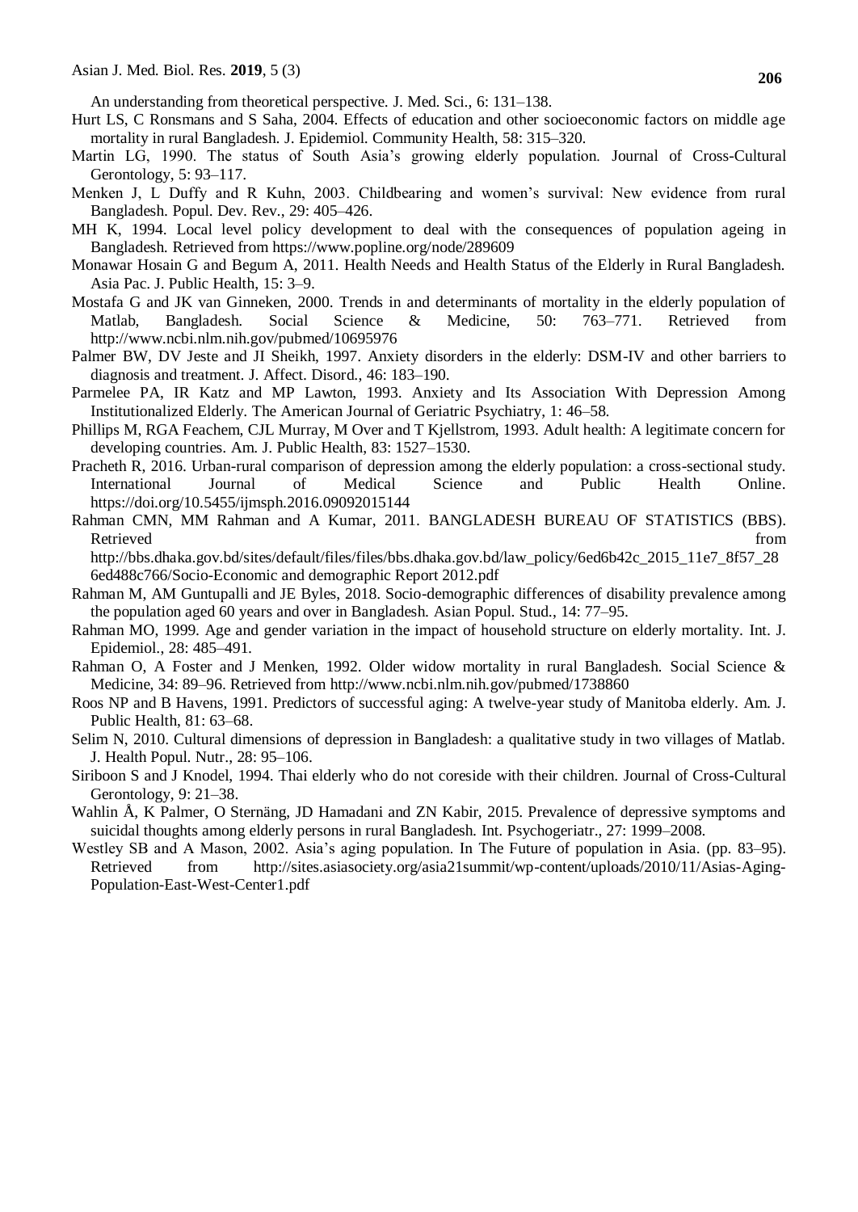An understanding from theoretical perspective. J. Med. Sci., 6: 131–138.

Hurt LS, C Ronsmans and S Saha, 2004. Effects of education and other socioeconomic factors on middle age mortality in rural Bangladesh. J. Epidemiol. Community Health, 58: 315–320.

Martin LG, 1990. The status of South Asia's growing elderly population. Journal of Cross-Cultural Gerontology, 5: 93–117.

Menken J, L Duffy and R Kuhn, 2003. Childbearing and women's survival: New evidence from rural Bangladesh. Popul. Dev. Rev., 29: 405–426.

MH K, 1994. Local level policy development to deal with the consequences of population ageing in Bangladesh. Retrieved from https://www.popline.org/node/289609

Monawar Hosain G and Begum A, 2011. Health Needs and Health Status of the Elderly in Rural Bangladesh. Asia Pac. J. Public Health, 15: 3–9.

Mostafa G and JK van Ginneken, 2000. Trends in and determinants of mortality in the elderly population of Matlab, Bangladesh. Social Science & Medicine, 50: 763–771. Retrieved from http://www.ncbi.nlm.nih.gov/pubmed/10695976

Palmer BW, DV Jeste and JI Sheikh, 1997. Anxiety disorders in the elderly: DSM-IV and other barriers to diagnosis and treatment. J. Affect. Disord., 46: 183–190.

Parmelee PA, IR Katz and MP Lawton, 1993. Anxiety and Its Association With Depression Among Institutionalized Elderly. The American Journal of Geriatric Psychiatry, 1: 46–58.

Phillips M, RGA Feachem, CJL Murray, M Over and T Kjellstrom, 1993. Adult health: A legitimate concern for developing countries. Am. J. Public Health, 83: 1527–1530.

Pracheth R, 2016. Urban-rural comparison of depression among the elderly population: a cross-sectional study. International Journal of Medical Science and Public Health Online. https://doi.org/10.5455/ijmsph.2016.09092015144

Rahman CMN, MM Rahman and A Kumar, 2011. BANGLADESH BUREAU OF STATISTICS (BBS). Retrieved from http://bbs.dhaka.gov.bd/sites/default/files/files/bbs.dhaka.gov.bd/law_policy/6ed6b42c_2015_11e7_8f57_286ed488c766/Socio-Economic and demographic Report 2012.pdf

Rahman M, AM Guntupalli and JE Byles, 2018. Socio-demographic differences of disability prevalence among the population aged 60 years and over in Bangladesh. Asian Popul. Stud., 14: 77–95.

Rahman MO, 1999. Age and gender variation in the impact of household structure on elderly mortality. Int. J. Epidemiol., 28: 485–491.

Rahman O, A Foster and J Menken, 1992. Older widow mortality in rural Bangladesh. Social Science & Medicine, 34: 89–96. Retrieved from http://www.ncbi.nlm.nih.gov/pubmed/1738860

Roos NP and B Havens, 1991. Predictors of successful aging: A twelve-year study of Manitoba elderly. Am. J. Public Health, 81: 63–68.

Selim N, 2010. Cultural dimensions of depression in Bangladesh: a qualitative study in two villages of Matlab. J. Health Popul. Nutr., 28: 95–106.

Siriboon S and J Knodel, 1994. Thai elderly who do not coreside with their children. Journal of Cross-Cultural Gerontology, 9: 21–38.

Wahlin Å, K Palmer, O Sternäng, JD Hamadani and ZN Kabir, 2015. Prevalence of depressive symptoms and suicidal thoughts among elderly persons in rural Bangladesh. Int. Psychogeriatr., 27: 1999–2008.

Westley SB and A Mason, 2002. Asia's aging population. In The Future of population in Asia. (pp. 83–95). Retrieved from http://sites.asiasociety.org/asia21summit/wp-content/uploads/2010/11/Asias-Aging-Population-East-West-Center1.pdf